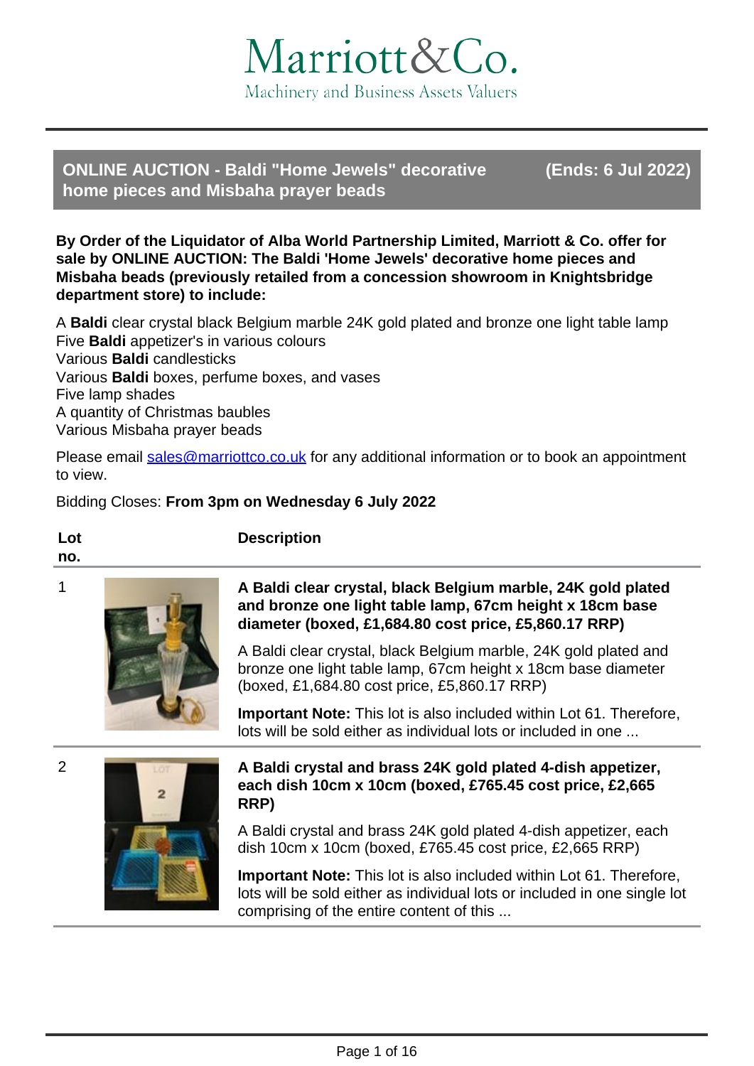# Marriott&Co.

Machinery and Business Assets Valuers

## ONLINE AUCTION - Baldi "Home Jewels" decorative home pieces and Misbaha prayer beads (Ends: 6 Jul 2022)

**By Order of the Liquidator of Alba World Partnership Limited, Marriott & Co. offer for sale by ONLINE AUCTION: The Baldi 'Home Jewels' decorative home pieces and Misbaha beads (previously retailed from a concession showroom in Knightsbridge department store) to include:**

A **Baldi** clear crystal black Belgium marble 24K gold plated and bronze one light table lamp
Five **Baldi** appetizer's in various colours
Various **Baldi** candlesticks
Various **Baldi** boxes, perfume boxes, and vases
Five lamp shades
A quantity of Christmas baubles
Various Misbaha prayer beads

Please email sales@marriottco.co.uk for any additional information or to book an appointment to view.

Bidding Closes: **From 3pm on Wednesday 6 July 2022**

| Lot no. | Description |
|---|---|
| 1 | **A Baldi clear crystal, black Belgium marble, 24K gold plated and bronze one light table lamp, 67cm height x 18cm base diameter (boxed, £1,684.80 cost price, £5,860.17 RRP)**<br><br>A Baldi clear crystal, black Belgium marble, 24K gold plated and bronze one light table lamp, 67cm height x 18cm base diameter (boxed, £1,684.80 cost price, £5,860.17 RRP)<br><br>**Important Note:** This lot is also included within Lot 61. Therefore, lots will be sold either as individual lots or included in one ... |
| 2 | **A Baldi crystal and brass 24K gold plated 4-dish appetizer, each dish 10cm x 10cm (boxed, £765.45 cost price, £2,665 RRP)**<br><br>A Baldi crystal and brass 24K gold plated 4-dish appetizer, each dish 10cm x 10cm (boxed, £765.45 cost price, £2,665 RRP)<br><br>**Important Note:** This lot is also included within Lot 61. Therefore, lots will be sold either as individual lots or included in one single lot comprising of the entire content of this ... |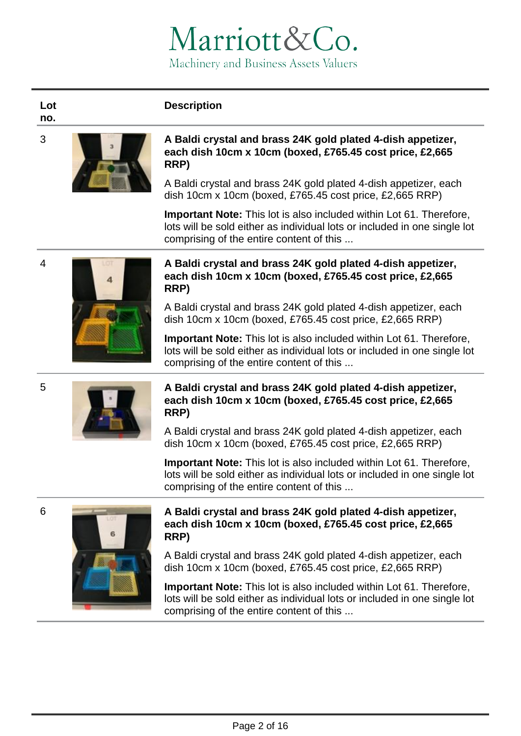| Lot no. | Description |
|---|---|
| 3 | **A Baldi crystal and brass 24K gold plated 4-dish appetizer, each dish 10cm x 10cm (boxed, £765.45 cost price, £2,665 RRP)**<br><br>A Baldi crystal and brass 24K gold plated 4-dish appetizer, each dish 10cm x 10cm (boxed, £765.45 cost price, £2,665 RRP)<br><br>**Important Note:** This lot is also included within Lot 61. Therefore, lots will be sold either as individual lots or included in one single lot comprising of the entire content of this ... |
| 4 | **A Baldi crystal and brass 24K gold plated 4-dish appetizer, each dish 10cm x 10cm (boxed, £765.45 cost price, £2,665 RRP)**<br><br>A Baldi crystal and brass 24K gold plated 4-dish appetizer, each dish 10cm x 10cm (boxed, £765.45 cost price, £2,665 RRP)<br><br>**Important Note:** This lot is also included within Lot 61. Therefore, lots will be sold either as individual lots or included in one single lot comprising of the entire content of this ... |
| 5 | **A Baldi crystal and brass 24K gold plated 4-dish appetizer, each dish 10cm x 10cm (boxed, £765.45 cost price, £2,665 RRP)**<br><br>A Baldi crystal and brass 24K gold plated 4-dish appetizer, each dish 10cm x 10cm (boxed, £765.45 cost price, £2,665 RRP)<br><br>**Important Note:** This lot is also included within Lot 61. Therefore, lots will be sold either as individual lots or included in one single lot comprising of the entire content of this ... |
| 6 | **A Baldi crystal and brass 24K gold plated 4-dish appetizer, each dish 10cm x 10cm (boxed, £765.45 cost price, £2,665 RRP)**<br><br>A Baldi crystal and brass 24K gold plated 4-dish appetizer, each dish 10cm x 10cm (boxed, £765.45 cost price, £2,665 RRP)<br><br>**Important Note:** This lot is also included within Lot 61. Therefore, lots will be sold either as individual lots or included in one single lot comprising of the entire content of this ... |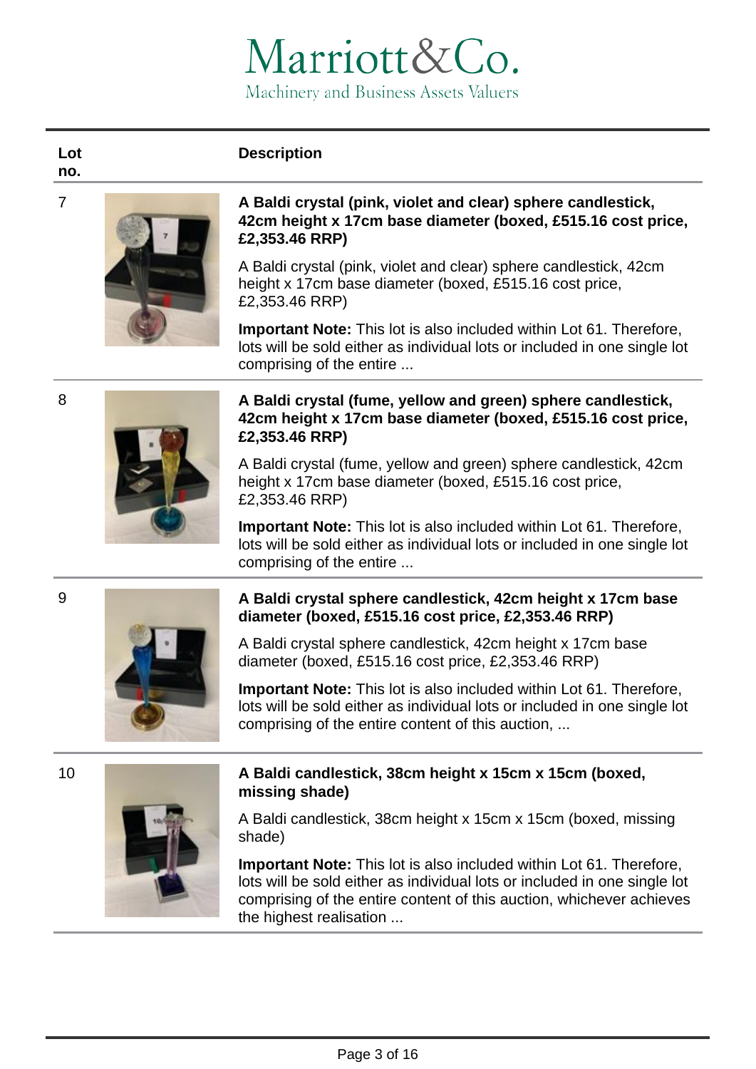Marriott&Co.
Machinery and Business Assets Valuers

| Lot no. | Description |
| --- | --- |
| 7 | **A Baldi crystal (pink, violet and clear) sphere candlestick, 42cm height x 17cm base diameter (boxed, £515.16 cost price, £2,353.46 RRP)**<br><br>A Baldi crystal (pink, violet and clear) sphere candlestick, 42cm height x 17cm base diameter (boxed, £515.16 cost price, £2,353.46 RRP)<br><br>**Important Note:** This lot is also included within Lot 61. Therefore, lots will be sold either as individual lots or included in one single lot comprising of the entire ... |
| 8 | **A Baldi crystal (fume, yellow and green) sphere candlestick, 42cm height x 17cm base diameter (boxed, £515.16 cost price, £2,353.46 RRP)**<br><br>A Baldi crystal (fume, yellow and green) sphere candlestick, 42cm height x 17cm base diameter (boxed, £515.16 cost price, £2,353.46 RRP)<br><br>**Important Note:** This lot is also included within Lot 61. Therefore, lots will be sold either as individual lots or included in one single lot comprising of the entire ... |
| 9 | **A Baldi crystal sphere candlestick, 42cm height x 17cm base diameter (boxed, £515.16 cost price, £2,353.46 RRP)**<br><br>A Baldi crystal sphere candlestick, 42cm height x 17cm base diameter (boxed, £515.16 cost price, £2,353.46 RRP)<br><br>**Important Note:** This lot is also included within Lot 61. Therefore, lots will be sold either as individual lots or included in one single lot comprising of the entire content of this auction, ... |
| 10 | **A Baldi candlestick, 38cm height x 15cm x 15cm (boxed, missing shade)**<br><br>A Baldi candlestick, 38cm height x 15cm x 15cm (boxed, missing shade)<br><br>**Important Note:** This lot is also included within Lot 61. Therefore, lots will be sold either as individual lots or included in one single lot comprising of the entire content of this auction, whichever achieves the highest realisation ... |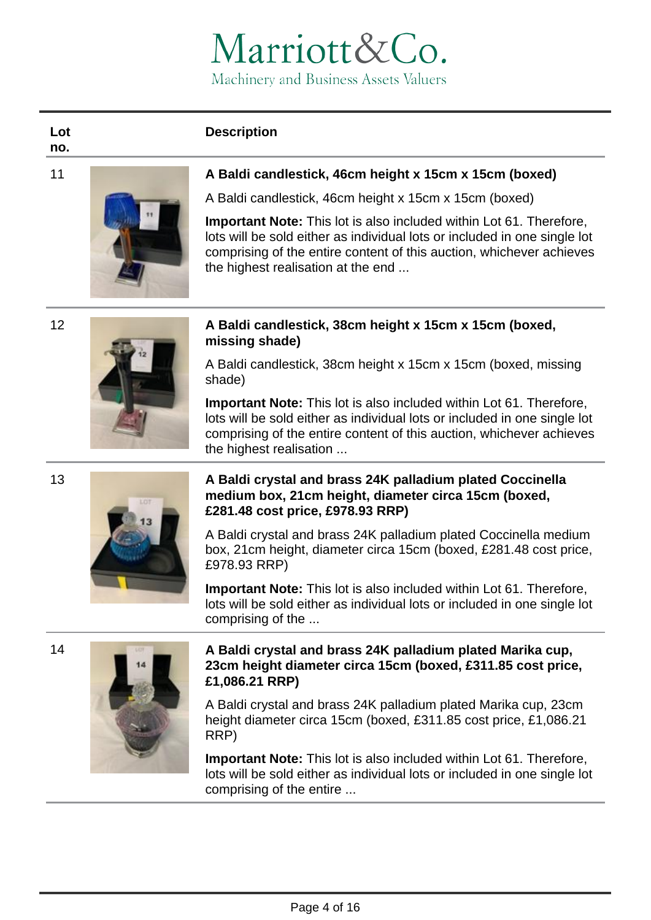Marriott&Co.
Machinery and Business Assets Valuers

| Lot no. | Description |
| --- | --- |
| 11 | **A Baldi candlestick, 46cm height x 15cm x 15cm (boxed)**<br><br>A Baldi candlestick, 46cm height x 15cm x 15cm (boxed)<br><br>**Important Note:** This lot is also included within Lot 61. Therefore, lots will be sold either as individual lots or included in one single lot comprising of the entire content of this auction, whichever achieves the highest realisation at the end ... |
| 12 | **A Baldi candlestick, 38cm height x 15cm x 15cm (boxed, missing shade)**<br><br>A Baldi candlestick, 38cm height x 15cm x 15cm (boxed, missing shade)<br><br>**Important Note:** This lot is also included within Lot 61. Therefore, lots will be sold either as individual lots or included in one single lot comprising of the entire content of this auction, whichever achieves the highest realisation ... |
| 13 | **A Baldi crystal and brass 24K palladium plated Coccinella medium box, 21cm height, diameter circa 15cm (boxed, £281.48 cost price, £978.93 RRP)**<br><br>A Baldi crystal and brass 24K palladium plated Coccinella medium box, 21cm height, diameter circa 15cm (boxed, £281.48 cost price, £978.93 RRP)<br><br>**Important Note:** This lot is also included within Lot 61. Therefore, lots will be sold either as individual lots or included in one single lot comprising of the ... |
| 14 | **A Baldi crystal and brass 24K palladium plated Marika cup, 23cm height diameter circa 15cm (boxed, £311.85 cost price, £1,086.21 RRP)**<br><br>A Baldi crystal and brass 24K palladium plated Marika cup, 23cm height diameter circa 15cm (boxed, £311.85 cost price, £1,086.21 RRP)<br><br>**Important Note:** This lot is also included within Lot 61. Therefore, lots will be sold either as individual lots or included in one single lot comprising of the entire ... |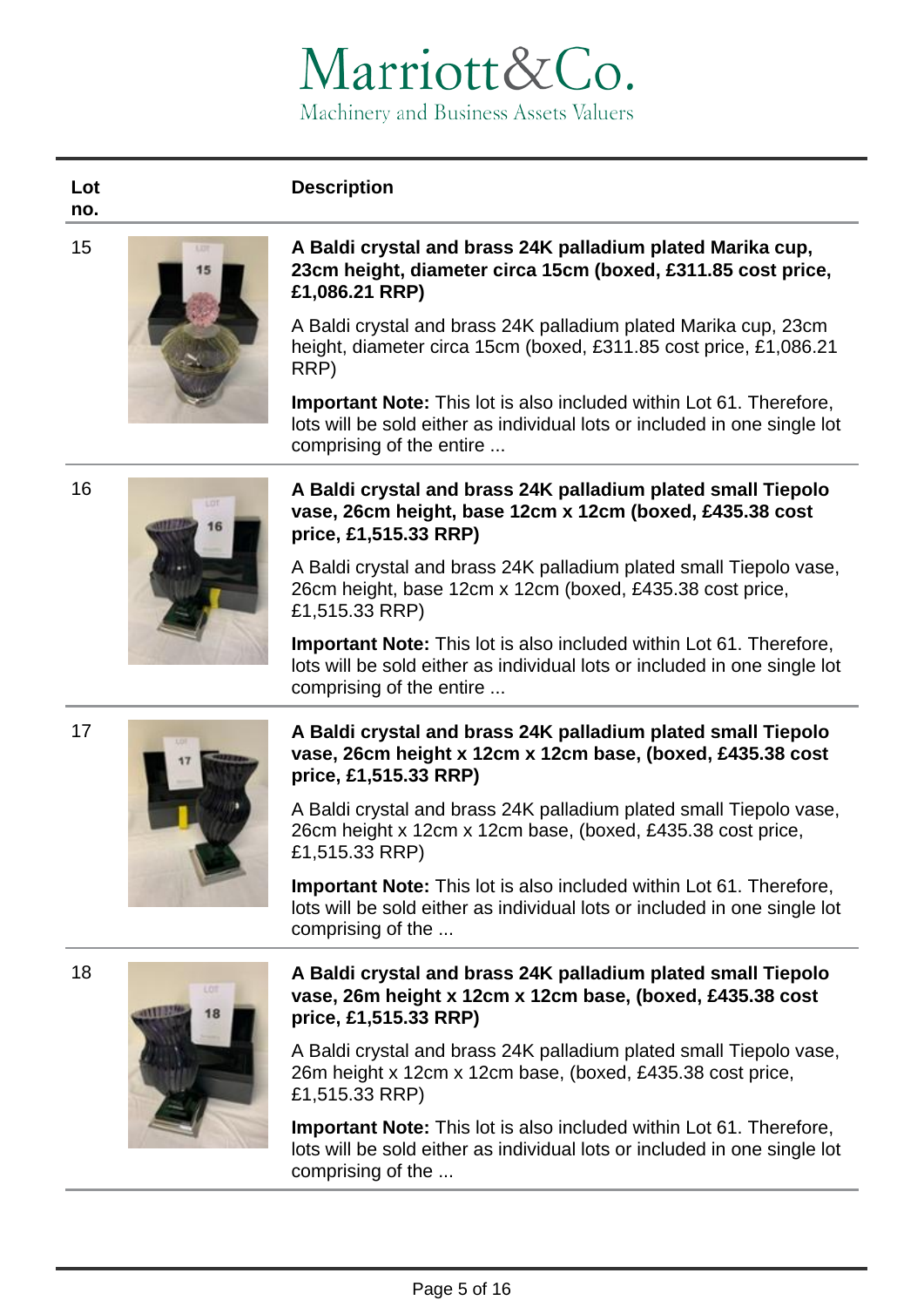# Marriott&Co.

Machinery and Business Assets Valuers

| Lot no. | Description |
| --- | --- |
| 15 | **A Baldi crystal and brass 24K palladium plated Marika cup, 23cm height, diameter circa 15cm (boxed, £311.85 cost price, £1,086.21 RRP)**<br><br>A Baldi crystal and brass 24K palladium plated Marika cup, 23cm height, diameter circa 15cm (boxed, £311.85 cost price, £1,086.21 RRP)<br><br>**Important Note:** This lot is also included within Lot 61. Therefore, lots will be sold either as individual lots or included in one single lot comprising of the entire ... |
| 16 | **A Baldi crystal and brass 24K palladium plated small Tiepolo vase, 26cm height, base 12cm x 12cm (boxed, £435.38 cost price, £1,515.33 RRP)**<br><br>A Baldi crystal and brass 24K palladium plated small Tiepolo vase, 26cm height, base 12cm x 12cm (boxed, £435.38 cost price, £1,515.33 RRP)<br><br>**Important Note:** This lot is also included within Lot 61. Therefore, lots will be sold either as individual lots or included in one single lot comprising of the entire ... |
| 17 | **A Baldi crystal and brass 24K palladium plated small Tiepolo vase, 26cm height x 12cm x 12cm base, (boxed, £435.38 cost price, £1,515.33 RRP)**<br><br>A Baldi crystal and brass 24K palladium plated small Tiepolo vase, 26cm height x 12cm x 12cm base, (boxed, £435.38 cost price, £1,515.33 RRP)<br><br>**Important Note:** This lot is also included within Lot 61. Therefore, lots will be sold either as individual lots or included in one single lot comprising of the ... |
| 18 | **A Baldi crystal and brass 24K palladium plated small Tiepolo vase, 26m height x 12cm x 12cm base, (boxed, £435.38 cost price, £1,515.33 RRP)**<br><br>A Baldi crystal and brass 24K palladium plated small Tiepolo vase, 26m height x 12cm x 12cm base, (boxed, £435.38 cost price, £1,515.33 RRP)<br><br>**Important Note:** This lot is also included within Lot 61. Therefore, lots will be sold either as individual lots or included in one single lot comprising of the ... |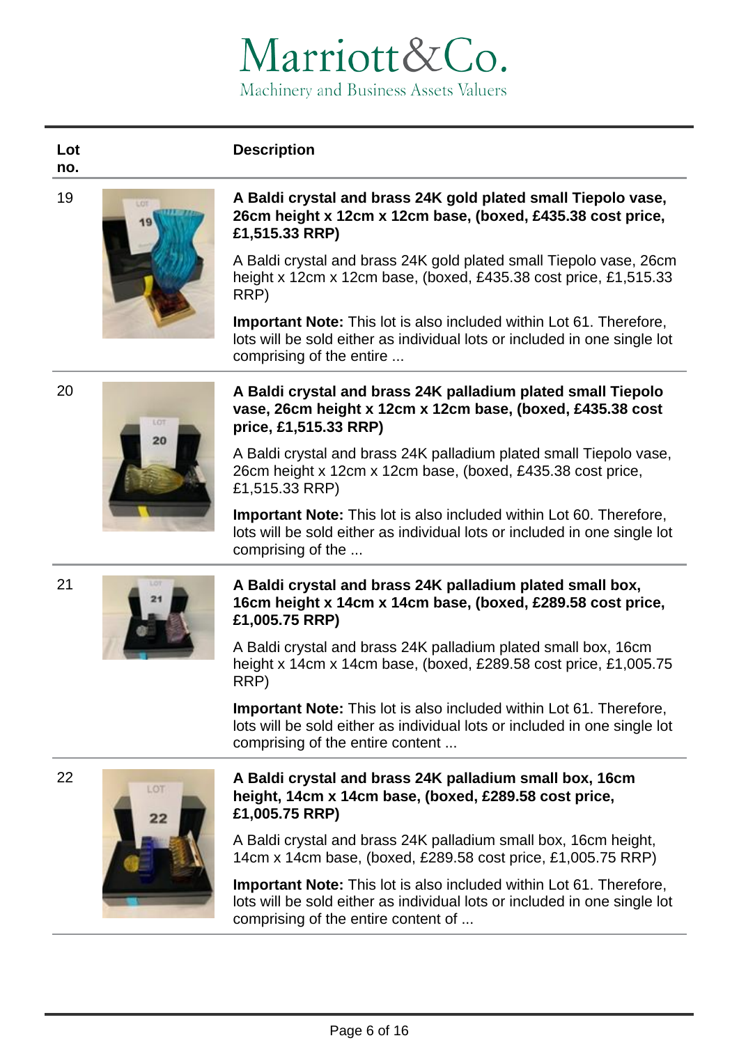Marriott&Co.
Machinery and Business Assets Valuers

| Lot no. | Description |
|---|---|
| 19 | **A Baldi crystal and brass 24K gold plated small Tiepolo vase, 26cm height x 12cm x 12cm base, (boxed, £435.38 cost price, £1,515.33 RRP)**<br><br>A Baldi crystal and brass 24K gold plated small Tiepolo vase, 26cm height x 12cm x 12cm base, (boxed, £435.38 cost price, £1,515.33 RRP)<br><br>**Important Note:** This lot is also included within Lot 61. Therefore, lots will be sold either as individual lots or included in one single lot comprising of the entire ... |
| 20 | **A Baldi crystal and brass 24K palladium plated small Tiepolo vase, 26cm height x 12cm x 12cm base, (boxed, £435.38 cost price, £1,515.33 RRP)**<br><br>A Baldi crystal and brass 24K palladium plated small Tiepolo vase, 26cm height x 12cm x 12cm base, (boxed, £435.38 cost price, £1,515.33 RRP)<br><br>**Important Note:** This lot is also included within Lot 60. Therefore, lots will be sold either as individual lots or included in one single lot comprising of the ... |
| 21 | **A Baldi crystal and brass 24K palladium plated small box, 16cm height x 14cm x 14cm base, (boxed, £289.58 cost price, £1,005.75 RRP)**<br><br>A Baldi crystal and brass 24K palladium plated small box, 16cm height x 14cm x 14cm base, (boxed, £289.58 cost price, £1,005.75 RRP)<br><br>**Important Note:** This lot is also included within Lot 61. Therefore, lots will be sold either as individual lots or included in one single lot comprising of the entire content ... |
| 22 | **A Baldi crystal and brass 24K palladium small box, 16cm height, 14cm x 14cm base, (boxed, £289.58 cost price, £1,005.75 RRP)**<br><br>A Baldi crystal and brass 24K palladium small box, 16cm height, 14cm x 14cm base, (boxed, £289.58 cost price, £1,005.75 RRP)<br><br>**Important Note:** This lot is also included within Lot 61. Therefore, lots will be sold either as individual lots or included in one single lot comprising of the entire content of ... |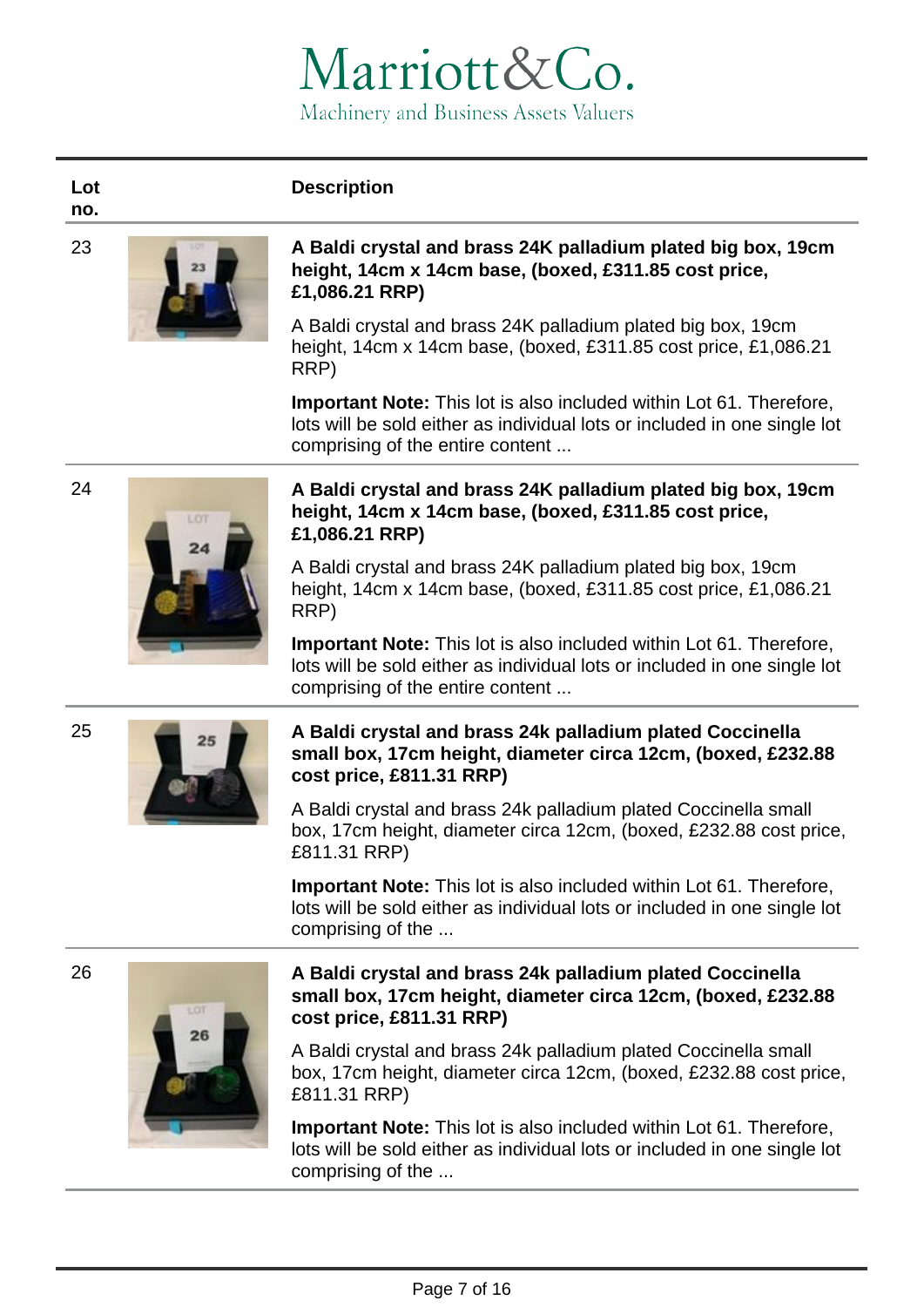Marriott&Co.
Machinery and Business Assets Valuers

| Lot no. | Description |
|---|---|
| 23 | **A Baldi crystal and brass 24K palladium plated big box, 19cm height, 14cm x 14cm base, (boxed, £311.85 cost price, £1,086.21 RRP)**<br><br>A Baldi crystal and brass 24K palladium plated big box, 19cm height, 14cm x 14cm base, (boxed, £311.85 cost price, £1,086.21 RRP)<br><br>**Important Note:** This lot is also included within Lot 61. Therefore, lots will be sold either as individual lots or included in one single lot comprising of the entire content ... |
| 24 | **A Baldi crystal and brass 24K palladium plated big box, 19cm height, 14cm x 14cm base, (boxed, £311.85 cost price, £1,086.21 RRP)**<br><br>A Baldi crystal and brass 24K palladium plated big box, 19cm height, 14cm x 14cm base, (boxed, £311.85 cost price, £1,086.21 RRP)<br><br>**Important Note:** This lot is also included within Lot 61. Therefore, lots will be sold either as individual lots or included in one single lot comprising of the entire content ... |
| 25 | **A Baldi crystal and brass 24k palladium plated Coccinella small box, 17cm height, diameter circa 12cm, (boxed, £232.88 cost price, £811.31 RRP)**<br><br>A Baldi crystal and brass 24k palladium plated Coccinella small box, 17cm height, diameter circa 12cm, (boxed, £232.88 cost price, £811.31 RRP)<br><br>**Important Note:** This lot is also included within Lot 61. Therefore, lots will be sold either as individual lots or included in one single lot comprising of the ... |
| 26 | **A Baldi crystal and brass 24k palladium plated Coccinella small box, 17cm height, diameter circa 12cm, (boxed, £232.88 cost price, £811.31 RRP)**<br><br>A Baldi crystal and brass 24k palladium plated Coccinella small box, 17cm height, diameter circa 12cm, (boxed, £232.88 cost price, £811.31 RRP)<br><br>**Important Note:** This lot is also included within Lot 61. Therefore, lots will be sold either as individual lots or included in one single lot comprising of the ... |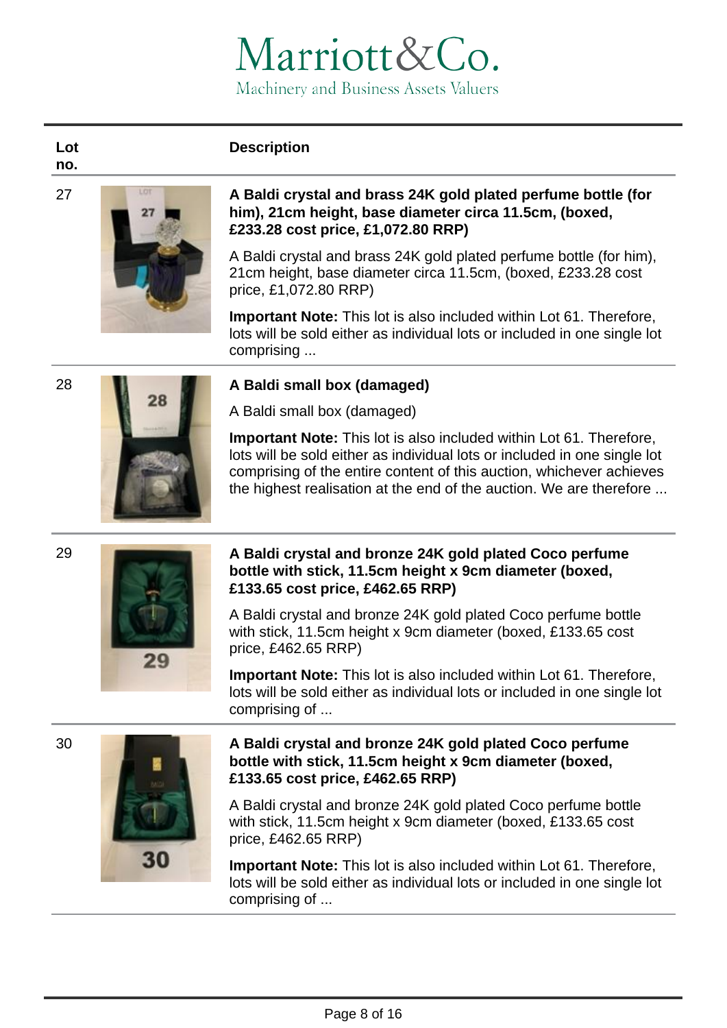| Lot no. | Description |
|---|---|
| 27 | **A Baldi crystal and brass 24K gold plated perfume bottle (for him), 21cm height, base diameter circa 11.5cm, (boxed, £233.28 cost price, £1,072.80 RRP)**<br><br>A Baldi crystal and brass 24K gold plated perfume bottle (for him), 21cm height, base diameter circa 11.5cm, (boxed, £233.28 cost price, £1,072.80 RRP)<br><br>**Important Note:** This lot is also included within Lot 61. Therefore, lots will be sold either as individual lots or included in one single lot comprising ... |
| 28 | **A Baldi small box (damaged)**<br><br>A Baldi small box (damaged)<br><br>**Important Note:** This lot is also included within Lot 61. Therefore, lots will be sold either as individual lots or included in one single lot comprising of the entire content of this auction, whichever achieves the highest realisation at the end of the auction. We are therefore ... |
| 29 | **A Baldi crystal and bronze 24K gold plated Coco perfume bottle with stick, 11.5cm height x 9cm diameter (boxed, £133.65 cost price, £462.65 RRP)**<br><br>A Baldi crystal and bronze 24K gold plated Coco perfume bottle with stick, 11.5cm height x 9cm diameter (boxed, £133.65 cost price, £462.65 RRP)<br><br>**Important Note:** This lot is also included within Lot 61. Therefore, lots will be sold either as individual lots or included in one single lot comprising of ... |
| 30 | **A Baldi crystal and bronze 24K gold plated Coco perfume bottle with stick, 11.5cm height x 9cm diameter (boxed, £133.65 cost price, £462.65 RRP)**<br><br>A Baldi crystal and bronze 24K gold plated Coco perfume bottle with stick, 11.5cm height x 9cm diameter (boxed, £133.65 cost price, £462.65 RRP)<br><br>**Important Note:** This lot is also included within Lot 61. Therefore, lots will be sold either as individual lots or included in one single lot comprising of ... |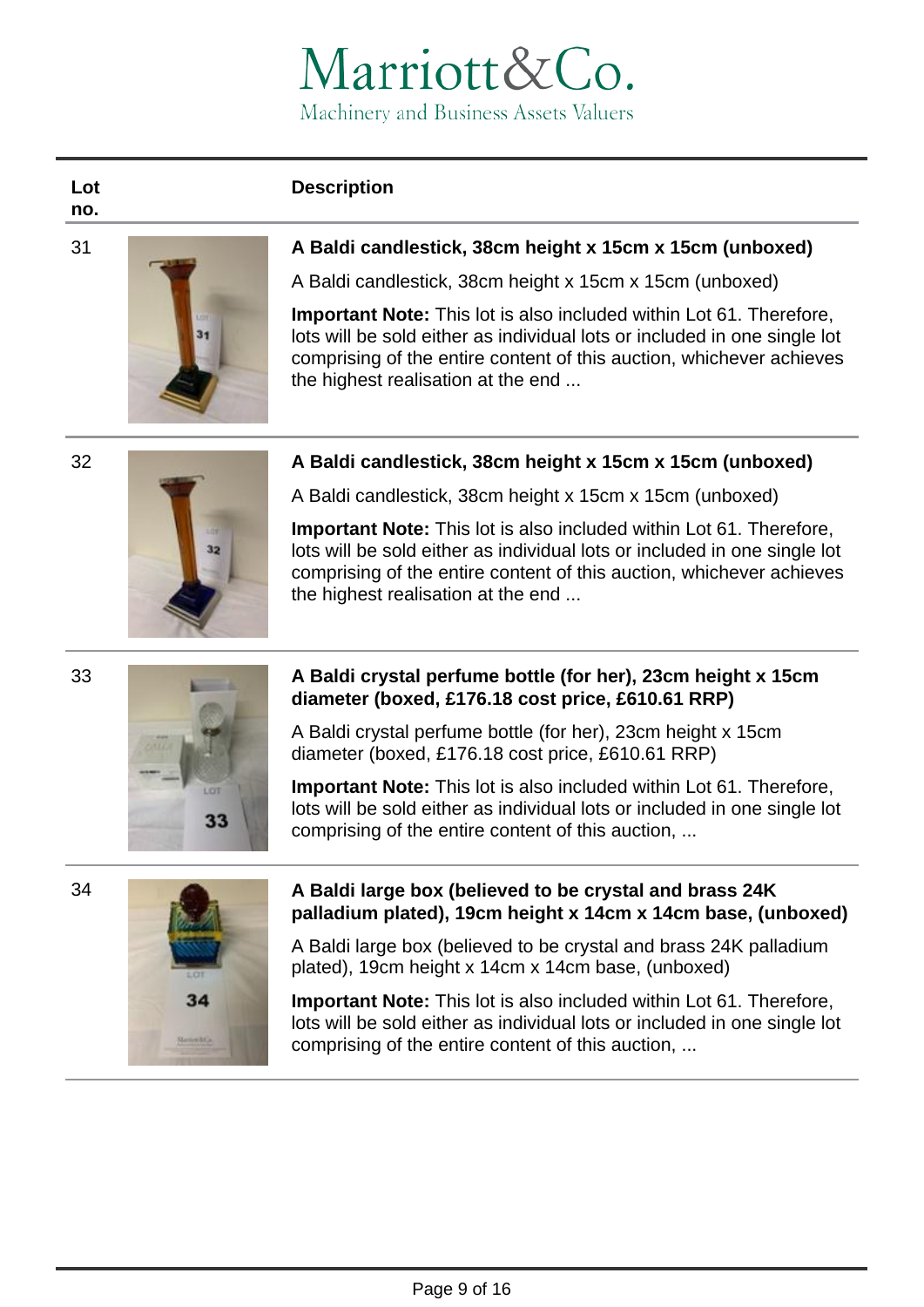| Lot no. | Description |
| --- | --- |
| 31 | **A Baldi candlestick, 38cm height x 15cm x 15cm (unboxed)**<br><br>A Baldi candlestick, 38cm height x 15cm x 15cm (unboxed)<br><br>**Important Note:** This lot is also included within Lot 61. Therefore, lots will be sold either as individual lots or included in one single lot comprising of the entire content of this auction, whichever achieves the highest realisation at the end ... |
| 32 | **A Baldi candlestick, 38cm height x 15cm x 15cm (unboxed)**<br><br>A Baldi candlestick, 38cm height x 15cm x 15cm (unboxed)<br><br>**Important Note:** This lot is also included within Lot 61. Therefore, lots will be sold either as individual lots or included in one single lot comprising of the entire content of this auction, whichever achieves the highest realisation at the end ... |
| 33 | **A Baldi crystal perfume bottle (for her), 23cm height x 15cm diameter (boxed, £176.18 cost price, £610.61 RRP)**<br><br>A Baldi crystal perfume bottle (for her), 23cm height x 15cm diameter (boxed, £176.18 cost price, £610.61 RRP)<br><br>**Important Note:** This lot is also included within Lot 61. Therefore, lots will be sold either as individual lots or included in one single lot comprising of the entire content of this auction, ... |
| 34 | **A Baldi large box (believed to be crystal and brass 24K palladium plated), 19cm height x 14cm x 14cm base, (unboxed)**<br><br>A Baldi large box (believed to be crystal and brass 24K palladium plated), 19cm height x 14cm x 14cm base, (unboxed)<br><br>**Important Note:** This lot is also included within Lot 61. Therefore, lots will be sold either as individual lots or included in one single lot comprising of the entire content of this auction, ... |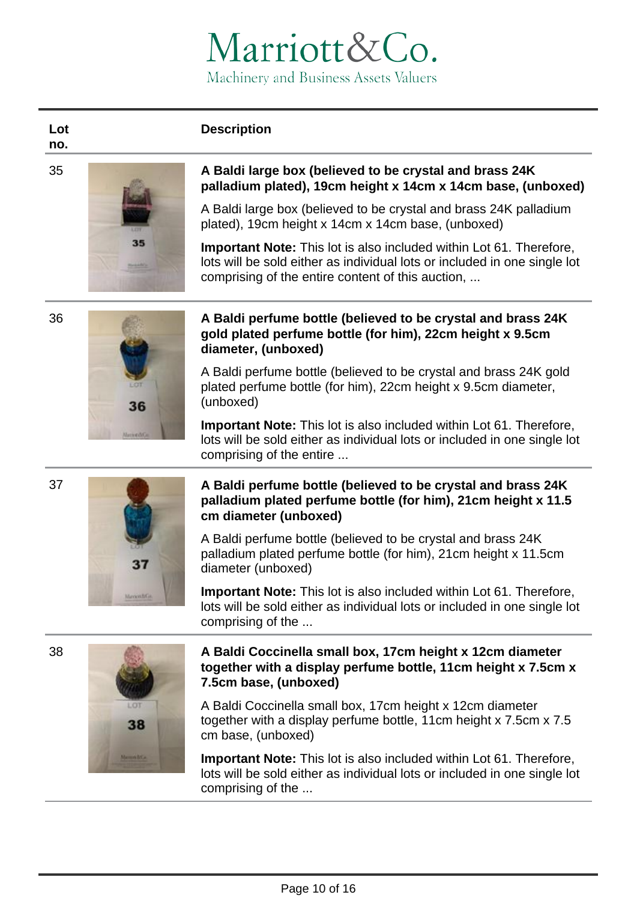Marriott&Co.

Machinery and Business Assets Valuers

| Lot no. | | Description |
|---|---|---|
| 35 | | **A Baldi large box (believed to be crystal and brass 24K palladium plated), 19cm height x 14cm x 14cm base, (unboxed)**<br><br>A Baldi large box (believed to be crystal and brass 24K palladium plated), 19cm height x 14cm x 14cm base, (unboxed)<br><br>**Important Note:** This lot is also included within Lot 61. Therefore, lots will be sold either as individual lots or included in one single lot comprising of the entire content of this auction, ... |
| 36 | | **A Baldi perfume bottle (believed to be crystal and brass 24K gold plated perfume bottle (for him), 22cm height x 9.5cm diameter, (unboxed)**<br><br>A Baldi perfume bottle (believed to be crystal and brass 24K gold plated perfume bottle (for him), 22cm height x 9.5cm diameter, (unboxed)<br><br>**Important Note:** This lot is also included within Lot 61. Therefore, lots will be sold either as individual lots or included in one single lot comprising of the entire ... |
| 37 | | **A Baldi perfume bottle (believed to be crystal and brass 24K palladium plated perfume bottle (for him), 21cm height x 11.5 cm diameter (unboxed)**<br><br>A Baldi perfume bottle (believed to be crystal and brass 24K palladium plated perfume bottle (for him), 21cm height x 11.5cm diameter (unboxed)<br><br>**Important Note:** This lot is also included within Lot 61. Therefore, lots will be sold either as individual lots or included in one single lot comprising of the ... |
| 38 | | **A Baldi Coccinella small box, 17cm height x 12cm diameter together with a display perfume bottle, 11cm height x 7.5cm x 7.5cm base, (unboxed)**<br><br>A Baldi Coccinella small box, 17cm height x 12cm diameter together with a display perfume bottle, 11cm height x 7.5cm x 7.5 cm base, (unboxed)<br><br>**Important Note:** This lot is also included within Lot 61. Therefore, lots will be sold either as individual lots or included in one single lot comprising of the ... |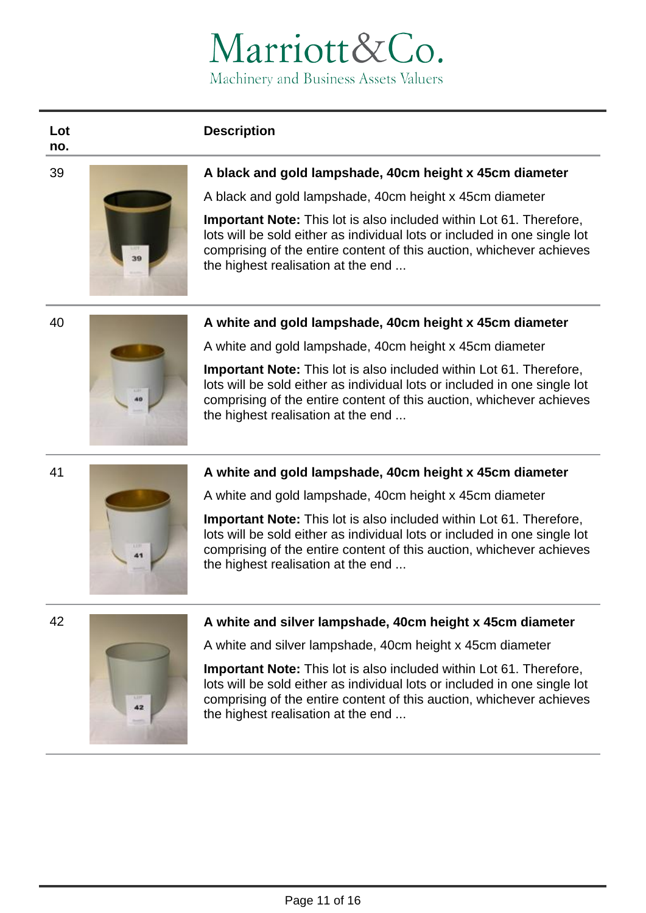Marriott&Co.

Machinery and Business Assets Valuers

| Lot no. | Description |
| --- | --- |
| 39 | **A black and gold lampshade, 40cm height x 45cm diameter**<br>A black and gold lampshade, 40cm height x 45cm diameter<br>**Important Note:** This lot is also included within Lot 61. Therefore, lots will be sold either as individual lots or included in one single lot comprising of the entire content of this auction, whichever achieves the highest realisation at the end ... |
| 40 | **A white and gold lampshade, 40cm height x 45cm diameter**<br>A white and gold lampshade, 40cm height x 45cm diameter<br>**Important Note:** This lot is also included within Lot 61. Therefore, lots will be sold either as individual lots or included in one single lot comprising of the entire content of this auction, whichever achieves the highest realisation at the end ... |
| 41 | **A white and gold lampshade, 40cm height x 45cm diameter**<br>A white and gold lampshade, 40cm height x 45cm diameter<br>**Important Note:** This lot is also included within Lot 61. Therefore, lots will be sold either as individual lots or included in one single lot comprising of the entire content of this auction, whichever achieves the highest realisation at the end ... |
| 42 | **A white and silver lampshade, 40cm height x 45cm diameter**<br>A white and silver lampshade, 40cm height x 45cm diameter<br>**Important Note:** This lot is also included within Lot 61. Therefore, lots will be sold either as individual lots or included in one single lot comprising of the entire content of this auction, whichever achieves the highest realisation at the end ... |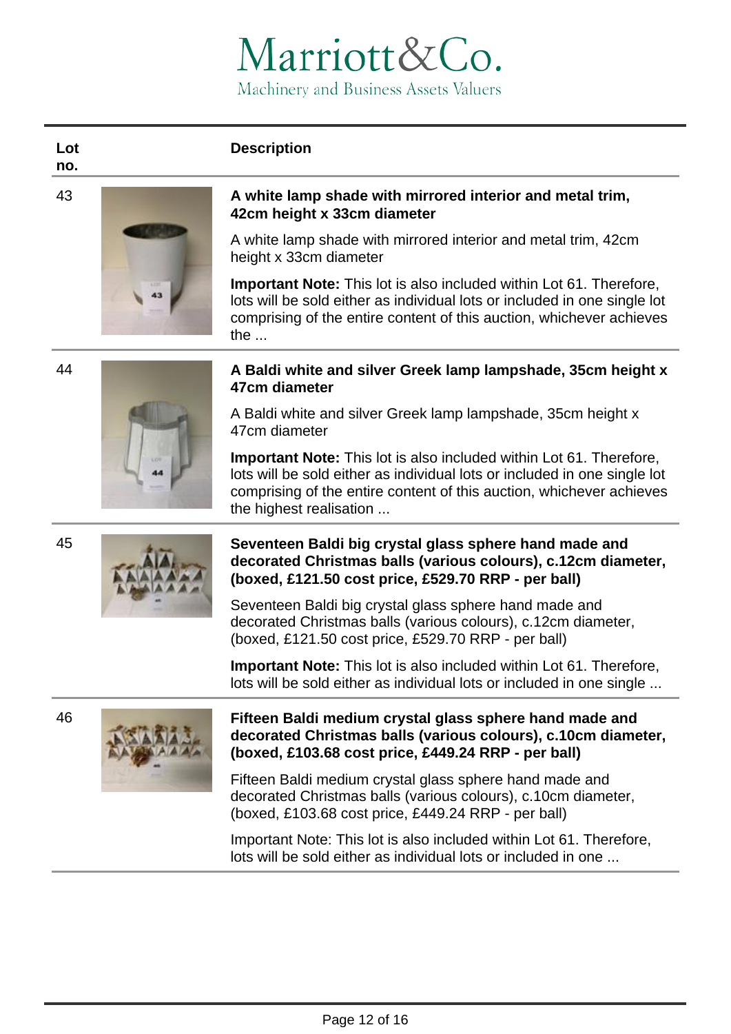Marriott&Co.

Machinery and Business Assets Valuers

| Lot no. | Description |
| --- | --- |
| 43 | **A white lamp shade with mirrored interior and metal trim, 42cm height x 33cm diameter**<br><br>A white lamp shade with mirrored interior and metal trim, 42cm height x 33cm diameter<br><br>**Important Note:** This lot is also included within Lot 61. Therefore, lots will be sold either as individual lots or included in one single lot comprising of the entire content of this auction, whichever achieves the ... |
| 44 | **A Baldi white and silver Greek lamp lampshade, 35cm height x 47cm diameter**<br><br>A Baldi white and silver Greek lamp lampshade, 35cm height x 47cm diameter<br><br>**Important Note:** This lot is also included within Lot 61. Therefore, lots will be sold either as individual lots or included in one single lot comprising of the entire content of this auction, whichever achieves the highest realisation ... |
| 45 | **Seventeen Baldi big crystal glass sphere hand made and decorated Christmas balls (various colours), c.12cm diameter, (boxed, £121.50 cost price, £529.70 RRP - per ball)**<br><br>Seventeen Baldi big crystal glass sphere hand made and decorated Christmas balls (various colours), c.12cm diameter, (boxed, £121.50 cost price, £529.70 RRP - per ball)<br><br>**Important Note:** This lot is also included within Lot 61. Therefore, lots will be sold either as individual lots or included in one single ... |
| 46 | **Fifteen Baldi medium crystal glass sphere hand made and decorated Christmas balls (various colours), c.10cm diameter, (boxed, £103.68 cost price, £449.24 RRP - per ball)**<br><br>Fifteen Baldi medium crystal glass sphere hand made and decorated Christmas balls (various colours), c.10cm diameter, (boxed, £103.68 cost price, £449.24 RRP - per ball)<br><br>Important Note: This lot is also included within Lot 61. Therefore, lots will be sold either as individual lots or included in one ... |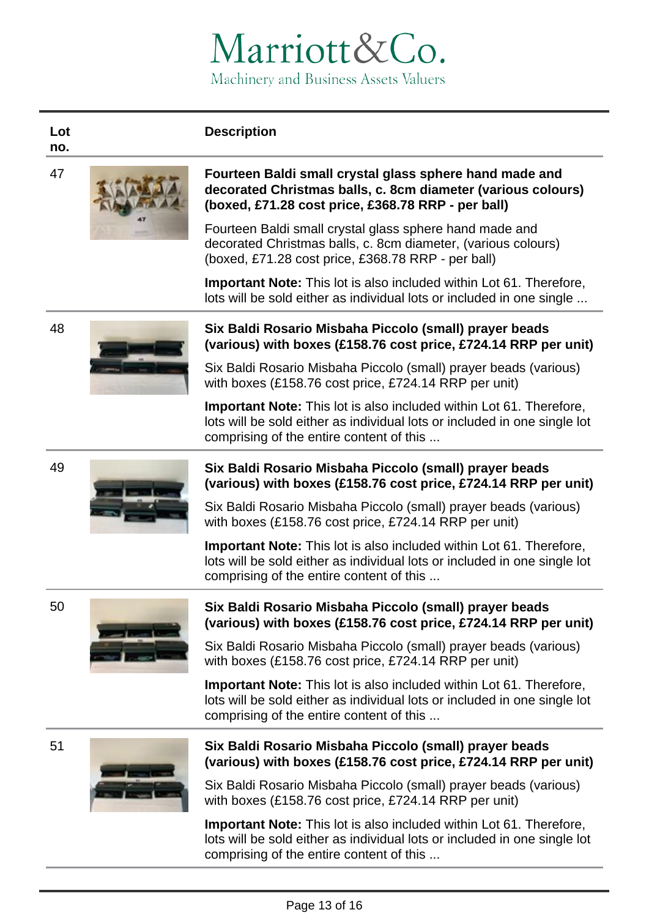# Marriott&Co.

Machinery and Business Assets Valuers

| Lot no. | Description |
|---|---|
| 47 | **Fourteen Baldi small crystal glass sphere hand made and decorated Christmas balls, c. 8cm diameter (various colours) (boxed, £71.28 cost price, £368.78 RRP - per ball)**<br><br>Fourteen Baldi small crystal glass sphere hand made and decorated Christmas balls, c. 8cm diameter, (various colours) (boxed, £71.28 cost price, £368.78 RRP - per ball)<br><br>**Important Note:** This lot is also included within Lot 61. Therefore, lots will be sold either as individual lots or included in one single ... |
| 48 | **Six Baldi Rosario Misbaha Piccolo (small) prayer beads (various) with boxes (£158.76 cost price, £724.14 RRP per unit)**<br><br>Six Baldi Rosario Misbaha Piccolo (small) prayer beads (various) with boxes (£158.76 cost price, £724.14 RRP per unit)<br><br>**Important Note:** This lot is also included within Lot 61. Therefore, lots will be sold either as individual lots or included in one single lot comprising of the entire content of this ... |
| 49 | **Six Baldi Rosario Misbaha Piccolo (small) prayer beads (various) with boxes (£158.76 cost price, £724.14 RRP per unit)**<br><br>Six Baldi Rosario Misbaha Piccolo (small) prayer beads (various) with boxes (£158.76 cost price, £724.14 RRP per unit)<br><br>**Important Note:** This lot is also included within Lot 61. Therefore, lots will be sold either as individual lots or included in one single lot comprising of the entire content of this ... |
| 50 | **Six Baldi Rosario Misbaha Piccolo (small) prayer beads (various) with boxes (£158.76 cost price, £724.14 RRP per unit)**<br><br>Six Baldi Rosario Misbaha Piccolo (small) prayer beads (various) with boxes (£158.76 cost price, £724.14 RRP per unit)<br><br>**Important Note:** This lot is also included within Lot 61. Therefore, lots will be sold either as individual lots or included in one single lot comprising of the entire content of this ... |
| 51 | **Six Baldi Rosario Misbaha Piccolo (small) prayer beads (various) with boxes (£158.76 cost price, £724.14 RRP per unit)**<br><br>Six Baldi Rosario Misbaha Piccolo (small) prayer beads (various) with boxes (£158.76 cost price, £724.14 RRP per unit)<br><br>**Important Note:** This lot is also included within Lot 61. Therefore, lots will be sold either as individual lots or included in one single lot comprising of the entire content of this ... |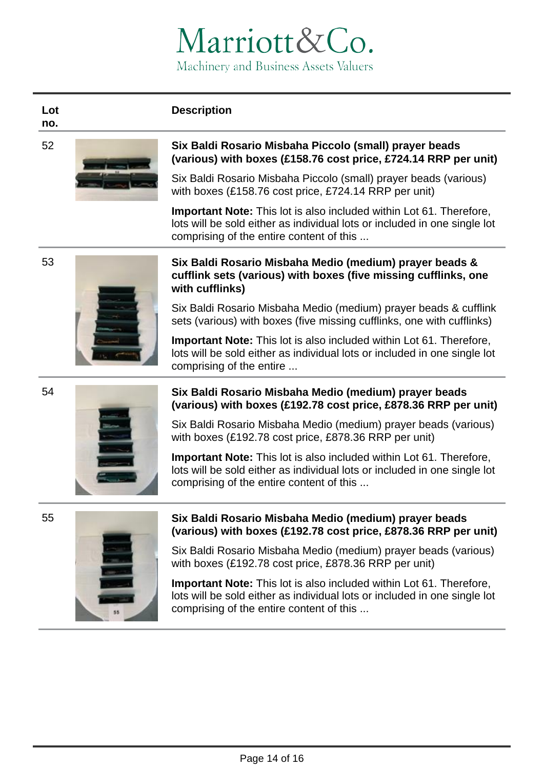| Lot no. | Description |
|---|---|
| 52 | **Six Baldi Rosario Misbaha Piccolo (small) prayer beads (various) with boxes (£158.76 cost price, £724.14 RRP per unit)**<br><br>Six Baldi Rosario Misbaha Piccolo (small) prayer beads (various) with boxes (£158.76 cost price, £724.14 RRP per unit)<br><br>**Important Note:** This lot is also included within Lot 61. Therefore, lots will be sold either as individual lots or included in one single lot comprising of the entire content of this ... |
| 53 | **Six Baldi Rosario Misbaha Medio (medium) prayer beads & cufflink sets (various) with boxes (five missing cufflinks, one with cufflinks)**<br><br>Six Baldi Rosario Misbaha Medio (medium) prayer beads & cufflink sets (various) with boxes (five missing cufflinks, one with cufflinks)<br><br>**Important Note:** This lot is also included within Lot 61. Therefore, lots will be sold either as individual lots or included in one single lot comprising of the entire ... |
| 54 | **Six Baldi Rosario Misbaha Medio (medium) prayer beads (various) with boxes (£192.78 cost price, £878.36 RRP per unit)**<br><br>Six Baldi Rosario Misbaha Medio (medium) prayer beads (various) with boxes (£192.78 cost price, £878.36 RRP per unit)<br><br>**Important Note:** This lot is also included within Lot 61. Therefore, lots will be sold either as individual lots or included in one single lot comprising of the entire content of this ... |
| 55 | **Six Baldi Rosario Misbaha Medio (medium) prayer beads (various) with boxes (£192.78 cost price, £878.36 RRP per unit)**<br><br>Six Baldi Rosario Misbaha Medio (medium) prayer beads (various) with boxes (£192.78 cost price, £878.36 RRP per unit)<br><br>**Important Note:** This lot is also included within Lot 61. Therefore, lots will be sold either as individual lots or included in one single lot comprising of the entire content of this ... |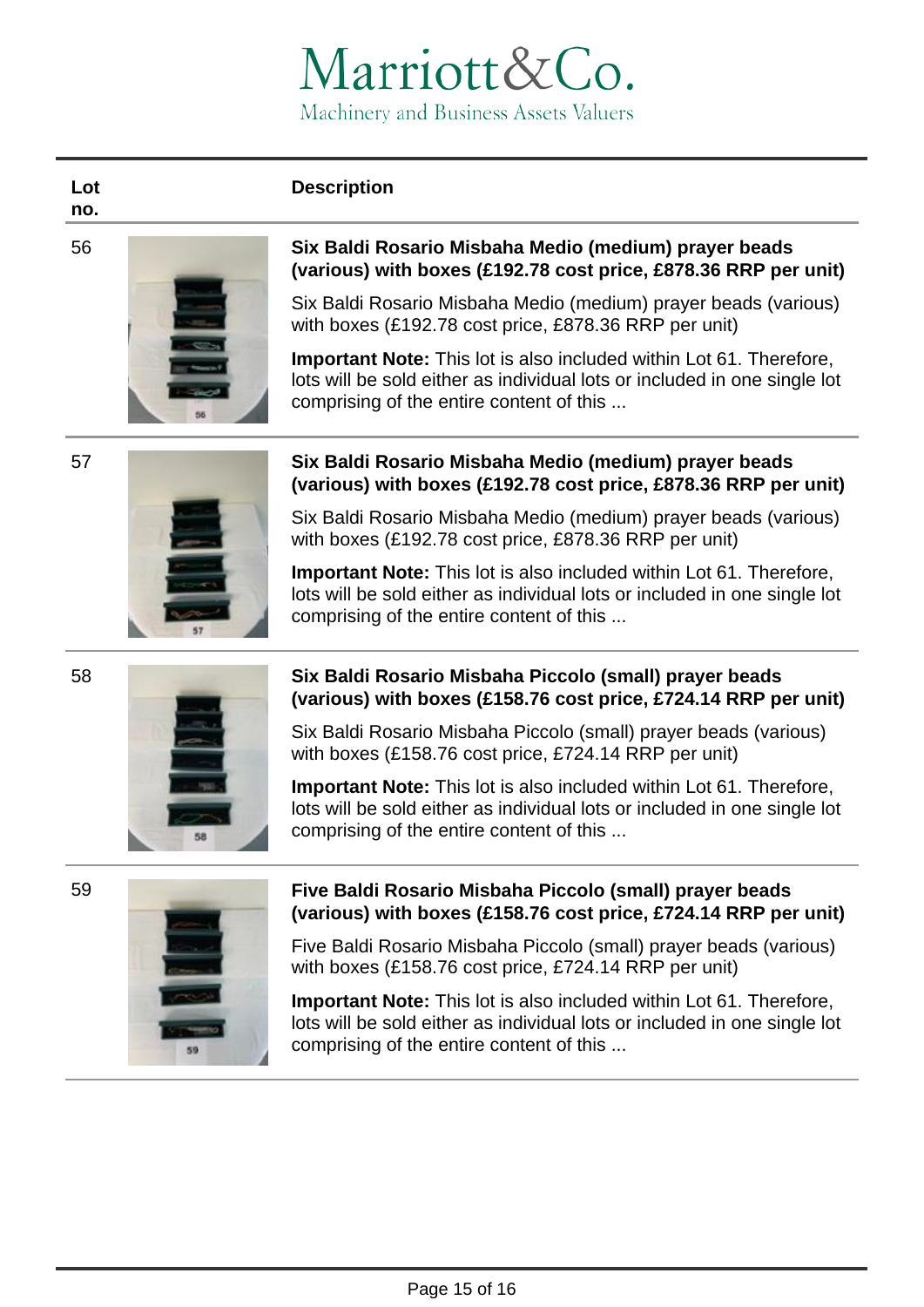| Lot no. | Description |
| --- | --- |
| 56 | **Six Baldi Rosario Misbaha Medio (medium) prayer beads (various) with boxes (£192.78 cost price, £878.36 RRP per unit)**<br><br>Six Baldi Rosario Misbaha Medio (medium) prayer beads (various) with boxes (£192.78 cost price, £878.36 RRP per unit)<br><br>**Important Note:** This lot is also included within Lot 61. Therefore, lots will be sold either as individual lots or included in one single lot comprising of the entire content of this ... |
| 57 | **Six Baldi Rosario Misbaha Medio (medium) prayer beads (various) with boxes (£192.78 cost price, £878.36 RRP per unit)**<br><br>Six Baldi Rosario Misbaha Medio (medium) prayer beads (various) with boxes (£192.78 cost price, £878.36 RRP per unit)<br><br>**Important Note:** This lot is also included within Lot 61. Therefore, lots will be sold either as individual lots or included in one single lot comprising of the entire content of this ... |
| 58 | **Six Baldi Rosario Misbaha Piccolo (small) prayer beads (various) with boxes (£158.76 cost price, £724.14 RRP per unit)**<br><br>Six Baldi Rosario Misbaha Piccolo (small) prayer beads (various) with boxes (£158.76 cost price, £724.14 RRP per unit)<br><br>**Important Note:** This lot is also included within Lot 61. Therefore, lots will be sold either as individual lots or included in one single lot comprising of the entire content of this ... |
| 59 | **Five Baldi Rosario Misbaha Piccolo (small) prayer beads (various) with boxes (£158.76 cost price, £724.14 RRP per unit)**<br><br>Five Baldi Rosario Misbaha Piccolo (small) prayer beads (various) with boxes (£158.76 cost price, £724.14 RRP per unit)<br><br>**Important Note:** This lot is also included within Lot 61. Therefore, lots will be sold either as individual lots or included in one single lot comprising of the entire content of this ... |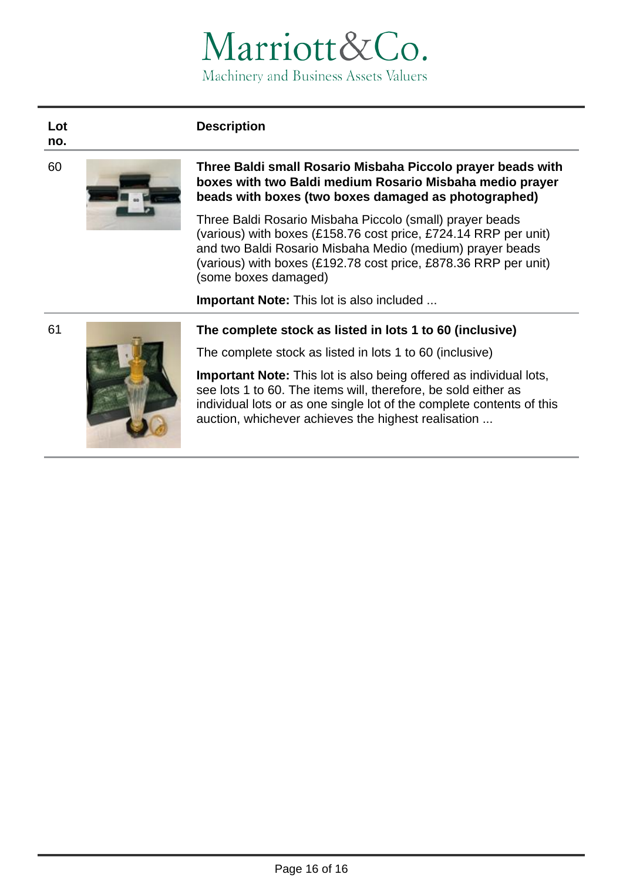Marriott&Co.
Machinery and Business Assets Valuers

| Lot no. | Description |
| --- | --- |
| 60 | **Three Baldi small Rosario Misbaha Piccolo prayer beads with boxes with two Baldi medium Rosario Misbaha medio prayer beads with boxes (two boxes damaged as photographed)**<br><br>Three Baldi Rosario Misbaha Piccolo (small) prayer beads (various) with boxes (£158.76 cost price, £724.14 RRP per unit) and two Baldi Rosario Misbaha Medio (medium) prayer beads (various) with boxes (£192.78 cost price, £878.36 RRP per unit) (some boxes damaged)<br><br>**Important Note:** This lot is also included ... |
| 61 | **The complete stock as listed in lots 1 to 60 (inclusive)**<br><br>The complete stock as listed in lots 1 to 60 (inclusive)<br><br>**Important Note:** This lot is also being offered as individual lots, see lots 1 to 60. The items will, therefore, be sold either as individual lots or as one single lot of the complete contents of this auction, whichever achieves the highest realisation ... |